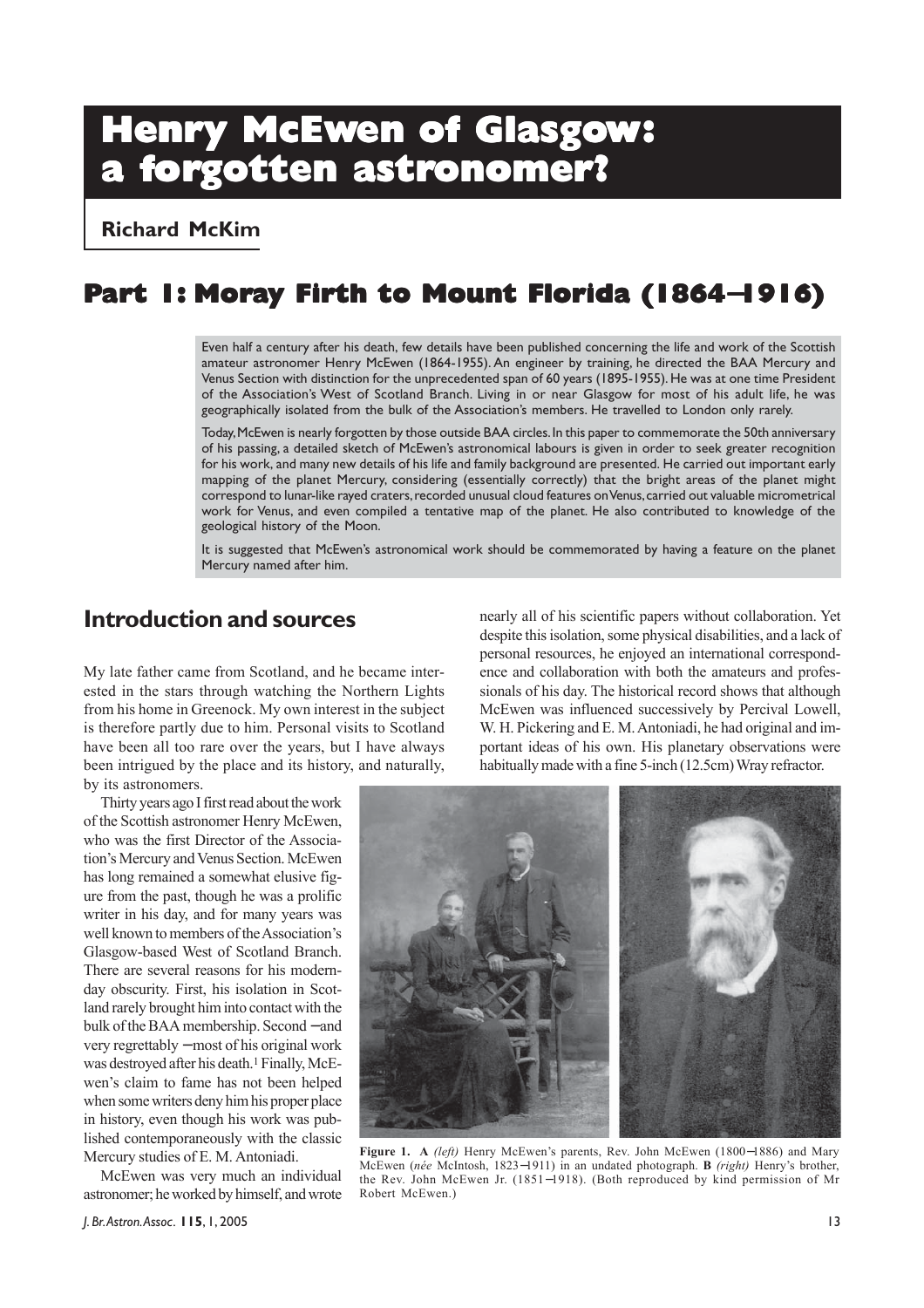# Henry McEwen of Glasgow: a forgotten astronomer?

**Richard McKim**

## Part 1: Moray Firth to Mount Florida (1864–1916)

Even half a century after his death, few details have been published concerning the life and work of the Scottish amateur astronomer Henry McEwen (1864-1955). An engineer by training, he directed the BAA Mercury and Venus Section with distinction for the unprecedented span of 60 years (1895-1955). He was at one time President of the Association's West of Scotland Branch. Living in or near Glasgow for most of his adult life, he was geographically isolated from the bulk of the Association's members. He travelled to London only rarely.

Today, McEwen is nearly forgotten by those outside BAA circles. In this paper to commemorate the 50th anniversary of his passing, a detailed sketch of McEwen's astronomical labours is given in order to seek greater recognition for his work, and many new details of his life and family background are presented. He carried out important early mapping of the planet Mercury, considering (essentially correctly) that the bright areas of the planet might correspond to lunar-like rayed craters, recorded unusual cloud features on Venus, carried out valuable micrometrical work for Venus, and even compiled a tentative map of the planet. He also contributed to knowledge of the geological history of the Moon.

It is suggested that McEwen's astronomical work should be commemorated by having a feature on the planet Mercury named after him.

## Introduction and sources

My late father came from Scotland, and he became interested in the stars through watching the Northern Lights from his home in Greenock. My own interest in the subject is therefore partly due to him. Personal visits to Scotland have been all too rare over the years, but I have always been intrigued by the place and its history, and naturally, by its astronomers.

Thirty years ago I first read about the work of the Scottish astronomer Henry McEwen, who was the first Director of the Association's Mercury and Venus Section. McEwen has long remained a somewhat elusive figure from the past, though he was a prolific writer in his day, and for many years was well known to members of the Association's Glasgow-based West of Scotland Branch. There are several reasons for his modern-day obscurity. First, his isolation in Scotland rarely brought him into contact with the bulk of the BAA membership. Second – and very regrettably – most of his original work was destroyed after his death.[1] Finally, McEwen's claim to fame has not been helped when some writers deny him his proper place in history, even though his work was published contemporaneously with the classic Mercury studies of E. M. Antoniadi.

McEwen was very much an individual astronomer; he worked by himself, and wrote nearly all of his scientific papers without collaboration. Yet despite this isolation, some physical disabilities, and a lack of personal resources, he enjoyed an international correspondence and collaboration with both the amateurs and professionals of his day. The historical record shows that although McEwen was influenced successively by Percival Lowell, W. H. Pickering and E. M. Antoniadi, he had original and important ideas of his own. His planetary observations were habitually made with a fine 5-inch (12.5cm) Wray refractor.

**Figure 1. A** *(left)* Henry McEwen's parents, Rev. John McEwen (1800–1886) and Mary McEwen (*née* McIntosh, 1823–1911) in an undated photograph. **B** *(right)* Henry's brother, the Rev. John McEwen Jr. (1851–1918). (Both reproduced by kind permission of Mr Robert McEwen.)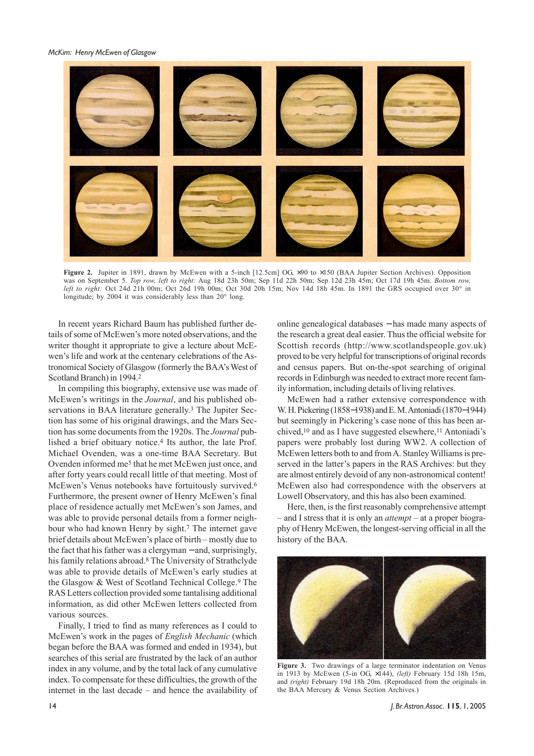**Figure 2.** Jupiter in 1891, drawn by McEwen with a 5-inch [12.5cm] OG, ×90 to ×150 (BAA Jupiter Section Archives). Opposition was on September 5. *Top row, left to right:* Aug 18d 23h 50m; Sep 11d 22h 50m; Sep 12d 23h 45m; Oct 17d 19h 45m. *Bottom row, left to right:* Oct 24d 21h 00m; Oct 26d 19h 00m; Oct 30d 20h 15m; Nov 14d 18h 45m. In 1891 the GRS occupied over 30° in longitude; by 2004 it was considerably less than 20° long.

In recent years Richard Baum has published further details of some of McEwen's more noted observations, and the writer thought it appropriate to give a lecture about McEwen's life and work at the centenary celebrations of the Astronomical Society of Glasgow (formerly the BAA's West of Scotland Branch) in 1994.[2]

In compiling this biography, extensive use was made of McEwen's writings in the *Journal*, and his published observations in BAA literature generally.[3] The Jupiter Section has some of his original drawings, and the Mars Section has some documents from the 1920s. The *Journal* published a brief obituary notice.[4] Its author, the late Prof. Michael Ovenden, was a one-time BAA Secretary. But Ovenden informed me[5] that he met McEwen just once, and after forty years could recall little of that meeting. Most of McEwen's Venus notebooks have fortuitously survived.[6] Furthermore, the present owner of Henry McEwen's final place of residence actually met McEwen's son James, and was able to provide personal details from a former neighbour who had known Henry by sight.[7] The internet gave brief details about McEwen's place of birth – mostly due to the fact that his father was a clergyman – and, surprisingly, his family relations abroad.[8] The University of Strathclyde was able to provide details of McEwen's early studies at the Glasgow & West of Scotland Technical College.[9] The RAS Letters collection provided some tantalising additional information, as did other McEwen letters collected from various sources.

Finally, I tried to find as many references as I could to McEwen's work in the pages of *English Mechanic* (which began before the BAA was formed and ended in 1934), but searches of this serial are frustrated by the lack of an author index in any volume, and by the total lack of any cumulative index. To compensate for these difficulties, the growth of the internet in the last decade – and hence the availability of online genealogical databases – has made many aspects of the research a great deal easier. Thus the official website for Scottish records (http://www.scotlandspeople.gov.uk) proved to be very helpful for transcriptions of original records and census papers. But on-the-spot searching of original records in Edinburgh was needed to extract more recent family information, including details of living relatives.

McEwen had a rather extensive correspondence with W. H. Pickering (1858–1938) and E. M. Antoniadi (1870–1944) but seemingly in Pickering's case none of this has been archived,[10] and as I have suggested elsewhere,[11] Antoniadi's papers were probably lost during WW2. A collection of McEwen letters both to and from A. Stanley Williams is preserved in the latter's papers in the RAS Archives: but they are almost entirely devoid of any non-astronomical content! McEwen also had correspondence with the observers at Lowell Observatory, and this has also been examined.

Here, then, is the first reasonably comprehensive attempt – and I stress that it is only an *attempt* – at a proper biography of Henry McEwen, the longest-serving official in all the history of the BAA.

**Figure 3.** Two drawings of a large terminator indentation on Venus in 1913 by McEwen (5-in OG, ×144), *(left)* February 15d 18h 15m, and *(right)* February 19d 18h 20m. (Reproduced from the originals in the BAA Mercury & Venus Section Archives.)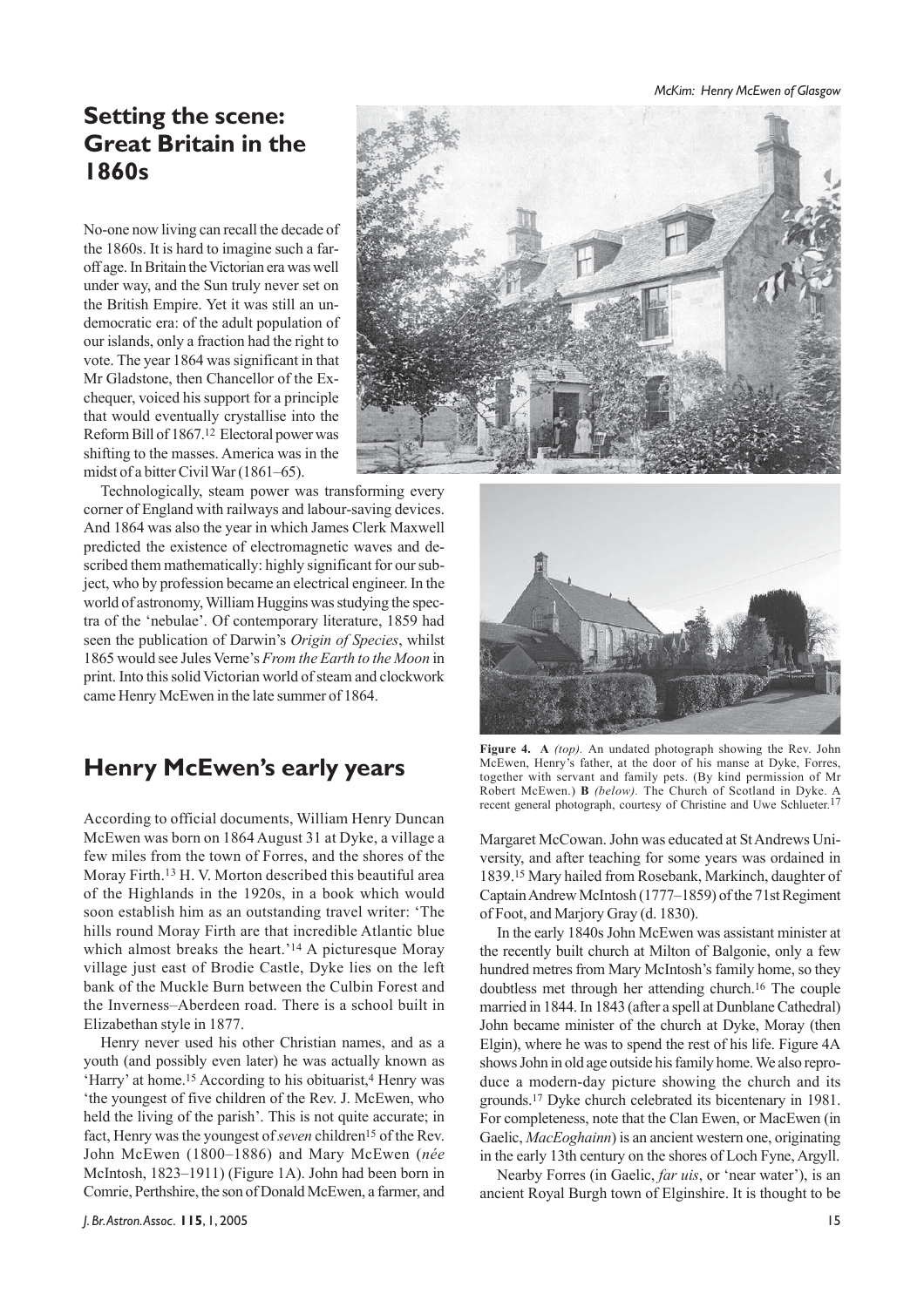## Setting the scene: Great Britain in the 1860s

No-one now living can recall the decade of the 1860s. It is hard to imagine such a far-off age. In Britain the Victorian era was well under way, and the Sun truly never set on the British Empire. Yet it was still an undemocratic era: of the adult population of our islands, only a fraction had the right to vote. The year 1864 was significant in that Mr Gladstone, then Chancellor of the Exchequer, voiced his support for a principle that would eventually crystallise into the Reform Bill of 1867.[12] Electoral power was shifting to the masses. America was in the midst of a bitter Civil War (1861–65).

Technologically, steam power was transforming every corner of England with railways and labour-saving devices. And 1864 was also the year in which James Clerk Maxwell predicted the existence of electromagnetic waves and described them mathematically: highly significant for our subject, who by profession became an electrical engineer. In the world of astronomy, William Huggins was studying the spectra of the 'nebulae'. Of contemporary literature, 1859 had seen the publication of Darwin's *Origin of Species*, whilst 1865 would see Jules Verne's *From the Earth to the Moon* in print. Into this solid Victorian world of steam and clockwork came Henry McEwen in the late summer of 1864.

## Henry McEwen's early years

According to official documents, William Henry Duncan McEwen was born on 1864 August 31 at Dyke, a village a few miles from the town of Forres, and the shores of the Moray Firth.[13] H. V. Morton described this beautiful area of the Highlands in the 1920s, in a book which would soon establish him as an outstanding travel writer: 'The hills round Moray Firth are that incredible Atlantic blue which almost breaks the heart.'[14] A picturesque Moray village just east of Brodie Castle, Dyke lies on the left bank of the Muckle Burn between the Culbin Forest and the Inverness–Aberdeen road. There is a school built in Elizabethan style in 1877.

Henry never used his other Christian names, and as a youth (and possibly even later) he was actually known as 'Harry' at home.[15] According to his obituarist,[4] Henry was 'the youngest of five children of the Rev. J. McEwen, who held the living of the parish'. This is not quite accurate; in fact, Henry was the youngest of *seven* children[15] of the Rev. John McEwen (1800–1886) and Mary McEwen (*née* McIntosh, 1823–1911) (Figure 1A). John had been born in Comrie, Perthshire, the son of Donald McEwen, a farmer, and Margaret McCowan. John was educated at St Andrews University, and after teaching for some years was ordained in 1839.[15] Mary hailed from Rosebank, Markinch, daughter of Captain Andrew McIntosh (1777–1859) of the 71st Regiment of Foot, and Marjory Gray (d. 1830).

**Figure 4.** **A** *(top).* An undated photograph showing the Rev. John McEwen, Henry's father, at the door of his manse at Dyke, Forres, together with servant and family pets. (By kind permission of Mr Robert McEwen.) **B** *(below).* The Church of Scotland in Dyke. A recent general photograph, courtesy of Christine and Uwe Schlueter.[17]

In the early 1840s John McEwen was assistant minister at the recently built church at Milton of Balgonie, only a few hundred metres from Mary McIntosh's family home, so they doubtless met through her attending church.[16] The couple married in 1844. In 1843 (after a spell at Dunblane Cathedral) John became minister of the church at Dyke, Moray (then Elgin), where he was to spend the rest of his life. Figure 4A shows John in old age outside his family home. We also reproduce a modern-day picture showing the church and its grounds.[17] Dyke church celebrated its bicentenary in 1981. For completeness, note that the Clan Ewen, or MacEwen (in Gaelic, *MacEoghainn*) is an ancient western one, originating in the early 13th century on the shores of Loch Fyne, Argyll.

Nearby Forres (in Gaelic, *far uis*, or 'near water'), is an ancient Royal Burgh town of Elginshire. It is thought to be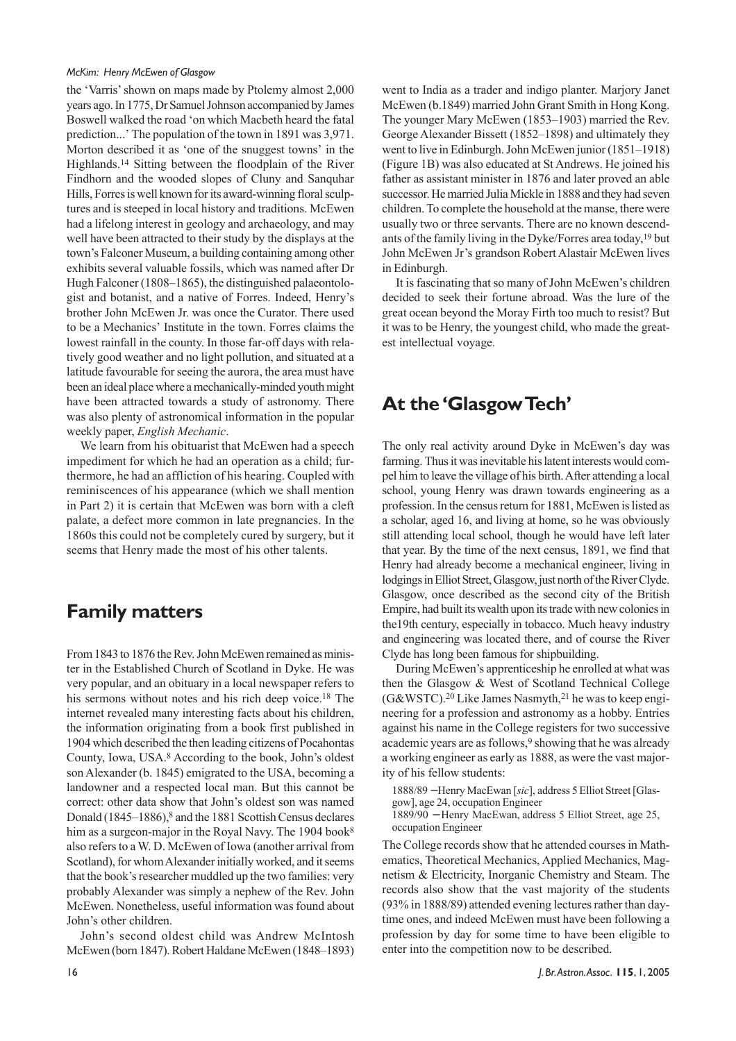the 'Varris' shown on maps made by Ptolemy almost 2,000 years ago. In 1775, Dr Samuel Johnson accompanied by James Boswell walked the road 'on which Macbeth heard the fatal prediction...' The population of the town in 1891 was 3,971. Morton described it as 'one of the snuggest towns' in the Highlands.[14] Sitting between the floodplain of the River Findhorn and the wooded slopes of Cluny and Sanquhar Hills, Forres is well known for its award-winning floral sculptures and is steeped in local history and traditions. McEwen had a lifelong interest in geology and archaeology, and may well have been attracted to their study by the displays at the town's Falconer Museum, a building containing among other exhibits several valuable fossils, which was named after Dr Hugh Falconer (1808–1865), the distinguished palaeontologist and botanist, and a native of Forres. Indeed, Henry's brother John McEwen Jr. was once the Curator. There used to be a Mechanics' Institute in the town. Forres claims the lowest rainfall in the county. In those far-off days with relatively good weather and no light pollution, and situated at a latitude favourable for seeing the aurora, the area must have been an ideal place where a mechanically-minded youth might have been attracted towards a study of astronomy. There was also plenty of astronomical information in the popular weekly paper, *English Mechanic*.

We learn from his obituarist that McEwen had a speech impediment for which he had an operation as a child; furthermore, he had an affliction of his hearing. Coupled with reminiscences of his appearance (which we shall mention in Part 2) it is certain that McEwen was born with a cleft palate, a defect more common in late pregnancies. In the 1860s this could not be completely cured by surgery, but it seems that Henry made the most of his other talents.

## Family matters

From 1843 to 1876 the Rev. John McEwen remained as minister in the Established Church of Scotland in Dyke. He was very popular, and an obituary in a local newspaper refers to his sermons without notes and his rich deep voice.[18] The internet revealed many interesting facts about his children, the information originating from a book first published in 1904 which described the then leading citizens of Pocahontas County, Iowa, USA.[8] According to the book, John's oldest son Alexander (b. 1845) emigrated to the USA, becoming a landowner and a respected local man. But this cannot be correct: other data show that John's oldest son was named Donald (1845–1886),[8] and the 1881 Scottish Census declares him as a surgeon-major in the Royal Navy. The 1904 book[8] also refers to a W. D. McEwen of Iowa (another arrival from Scotland), for whom Alexander initially worked, and it seems that the book's researcher muddled up the two families: very probably Alexander was simply a nephew of the Rev. John McEwen. Nonetheless, useful information was found about John's other children.

John's second oldest child was Andrew McIntosh McEwen (born 1847). Robert Haldane McEwen (1848–1893) went to India as a trader and indigo planter. Marjory Janet McEwen (b.1849) married John Grant Smith in Hong Kong. The younger Mary McEwen (1853–1903) married the Rev. George Alexander Bissett (1852–1898) and ultimately they went to live in Edinburgh. John McEwen junior (1851–1918) (Figure 1B) was also educated at St Andrews. He joined his father as assistant minister in 1876 and later proved an able successor. He married Julia Mickle in 1888 and they had seven children. To complete the household at the manse, there were usually two or three servants. There are no known descendants of the family living in the Dyke/Forres area today,[19] but John McEwen Jr's grandson Robert Alastair McEwen lives in Edinburgh.

It is fascinating that so many of John McEwen's children decided to seek their fortune abroad. Was the lure of the great ocean beyond the Moray Firth too much to resist? But it was to be Henry, the youngest child, who made the greatest intellectual voyage.

## At the 'Glasgow Tech'

The only real activity around Dyke in McEwen's day was farming. Thus it was inevitable his latent interests would compel him to leave the village of his birth. After attending a local school, young Henry was drawn towards engineering as a profession. In the census return for 1881, McEwen is listed as a scholar, aged 16, and living at home, so he was obviously still attending local school, though he would have left later that year. By the time of the next census, 1891, we find that Henry had already become a mechanical engineer, living in lodgings in Elliot Street, Glasgow, just north of the River Clyde. Glasgow, once described as the second city of the British Empire, had built its wealth upon its trade with new colonies in the19th century, especially in tobacco. Much heavy industry and engineering was located there, and of course the River Clyde has long been famous for shipbuilding.

During McEwen's apprenticeship he enrolled at what was then the Glasgow & West of Scotland Technical College (G&WSTC).[20] Like James Nasmyth,[21] he was to keep engineering for a profession and astronomy as a hobby. Entries against his name in the College registers for two successive academic years are as follows,[9] showing that he was already a working engineer as early as 1888, as were the vast majority of his fellow students:

1888/89 – Henry MacEwan [*sic*], address 5 Elliot Street [Glasgow], age 24, occupation Engineer
1889/90 – Henry MacEwan, address 5 Elliot Street, age 25, occupation Engineer

The College records show that he attended courses in Mathematics, Theoretical Mechanics, Applied Mechanics, Magnetism & Electricity, Inorganic Chemistry and Steam. The records also show that the vast majority of the students (93% in 1888/89) attended evening lectures rather than daytime ones, and indeed McEwen must have been following a profession by day for some time to have been eligible to enter into the competition now to be described.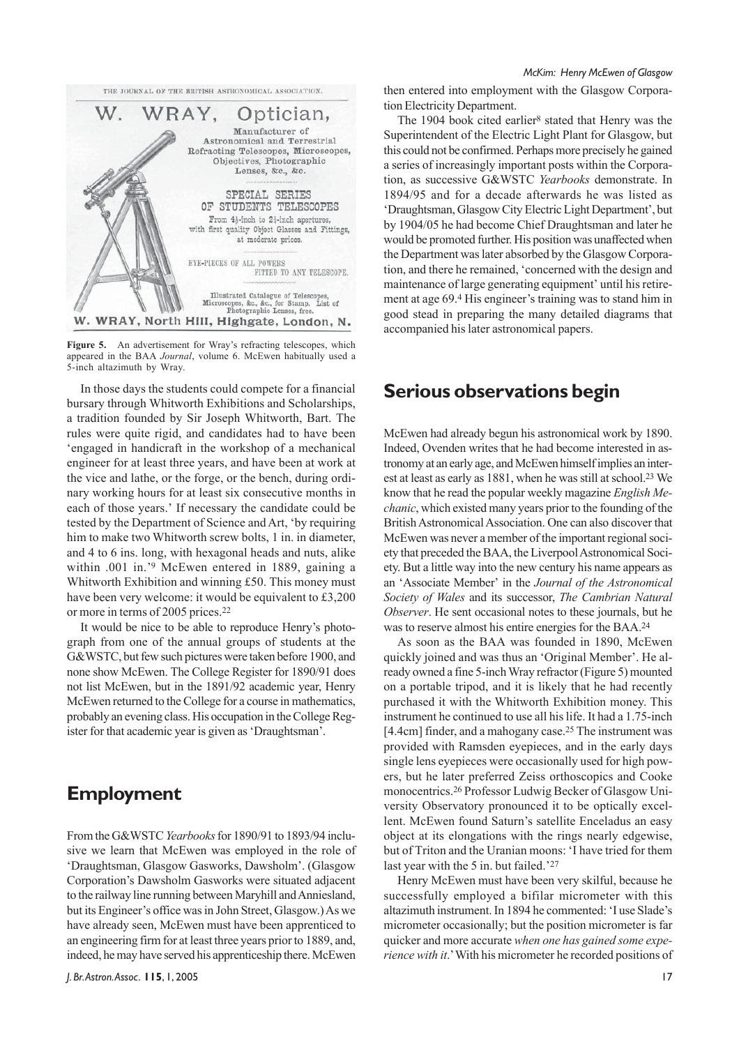THE JOURNAL OF THE BRITISH ASTRONOMICAL ASSOCIATION.

W. WRAY, Optician,

Manufacturer of Astronomical and Terrestrial Refracting Telescopes, Microscopes, Objectives, Photographic Lenses, &c., &c.

SPECIAL SERIES OF STUDENTS TELESCOPES

From 4½-inch to 2¼-inch apertures, with first quality Object Glasses and Fittings, at moderate prices.

EYE-PIECES OF ALL POWERS FITTED TO ANY TELESCOPE.

Illustrated Catalogue of Telescopes, Microscopes, &c., &c., for Stamp. List of Photographic Lenses, free.

W. WRAY, North Hill, Highgate, London, N.

**Figure 5.** An advertisement for Wray's refracting telescopes, which appeared in the BAA *Journal*, volume 6. McEwen habitually used a 5-inch altazimuth by Wray.

In those days the students could compete for a financial bursary through Whitworth Exhibitions and Scholarships, a tradition founded by Sir Joseph Whitworth, Bart. The rules were quite rigid, and candidates had to have been 'engaged in handicraft in the workshop of a mechanical engineer for at least three years, and have been at work at the vice and lathe, or the forge, or the bench, during ordinary working hours for at least six consecutive months in each of those years.' If necessary the candidate could be tested by the Department of Science and Art, 'by requiring him to make two Whitworth screw bolts, 1 in. in diameter, and 4 to 6 ins. long, with hexagonal heads and nuts, alike within .001 in.'[9] McEwen entered in 1889, gaining a Whitworth Exhibition and winning £50. This money must have been very welcome: it would be equivalent to £3,200 or more in terms of 2005 prices.[22]

It would be nice to be able to reproduce Henry's photograph from one of the annual groups of students at the G&WSTC, but few such pictures were taken before 1900, and none show McEwen. The College Register for 1890/91 does not list McEwen, but in the 1891/92 academic year, Henry McEwen returned to the College for a course in mathematics, probably an evening class. His occupation in the College Register for that academic year is given as 'Draughtsman'.

## Employment

From the G&WSTC *Yearbooks* for 1890/91 to 1893/94 inclusive we learn that McEwen was employed in the role of 'Draughtsman, Glasgow Gasworks, Dawsholm'. (Glasgow Corporation's Dawsholm Gasworks were situated adjacent to the railway line running between Maryhill and Anniesland, but its Engineer's office was in John Street, Glasgow.) As we have already seen, McEwen must have been apprenticed to an engineering firm for at least three years prior to 1889, and, indeed, he may have served his apprenticeship there. McEwen then entered into employment with the Glasgow Corporation Electricity Department.

The 1904 book cited earlier[8] stated that Henry was the Superintendent of the Electric Light Plant for Glasgow, but this could not be confirmed. Perhaps more precisely he gained a series of increasingly important posts within the Corporation, as successive G&WSTC *Yearbooks* demonstrate. In 1894/95 and for a decade afterwards he was listed as 'Draughtsman, Glasgow City Electric Light Department', but by 1904/05 he had become Chief Draughtsman and later he would be promoted further. His position was unaffected when the Department was later absorbed by the Glasgow Corporation, and there he remained, 'concerned with the design and maintenance of large generating equipment' until his retirement at age 69.[4] His engineer's training was to stand him in good stead in preparing the many detailed diagrams that accompanied his later astronomical papers.

## Serious observations begin

McEwen had already begun his astronomical work by 1890. Indeed, Ovenden writes that he had become interested in astronomy at an early age, and McEwen himself implies an interest at least as early as 1881, when he was still at school.[23] We know that he read the popular weekly magazine *English Mechanic*, which existed many years prior to the founding of the British Astronomical Association. One can also discover that McEwen was never a member of the important regional society that preceded the BAA, the Liverpool Astronomical Society. But a little way into the new century his name appears as an 'Associate Member' in the *Journal of the Astronomical Society of Wales* and its successor, *The Cambrian Natural Observer*. He sent occasional notes to these journals, but he was to reserve almost his entire energies for the BAA.[24]

As soon as the BAA was founded in 1890, McEwen quickly joined and was thus an 'Original Member'. He already owned a fine 5-inch Wray refractor (Figure 5) mounted on a portable tripod, and it is likely that he had recently purchased it with the Whitworth Exhibition money. This instrument he continued to use all his life. It had a 1.75-inch [4.4cm] finder, and a mahogany case.[25] The instrument was provided with Ramsden eyepieces, and in the early days single lens eyepieces were occasionally used for high powers, but he later preferred Zeiss orthoscopics and Cooke monocentrics.[26] Professor Ludwig Becker of Glasgow University Observatory pronounced it to be optically excellent. McEwen found Saturn's satellite Enceladus an easy object at its elongations with the rings nearly edgewise, but of Triton and the Uranian moons: 'I have tried for them last year with the 5 in. but failed.'[27]

Henry McEwen must have been very skilful, because he successfully employed a bifilar micrometer with this altazimuth instrument. In 1894 he commented: 'I use Slade's micrometer occasionally; but the position micrometer is far quicker and more accurate *when one has gained some experience with it*.' With his micrometer he recorded positions of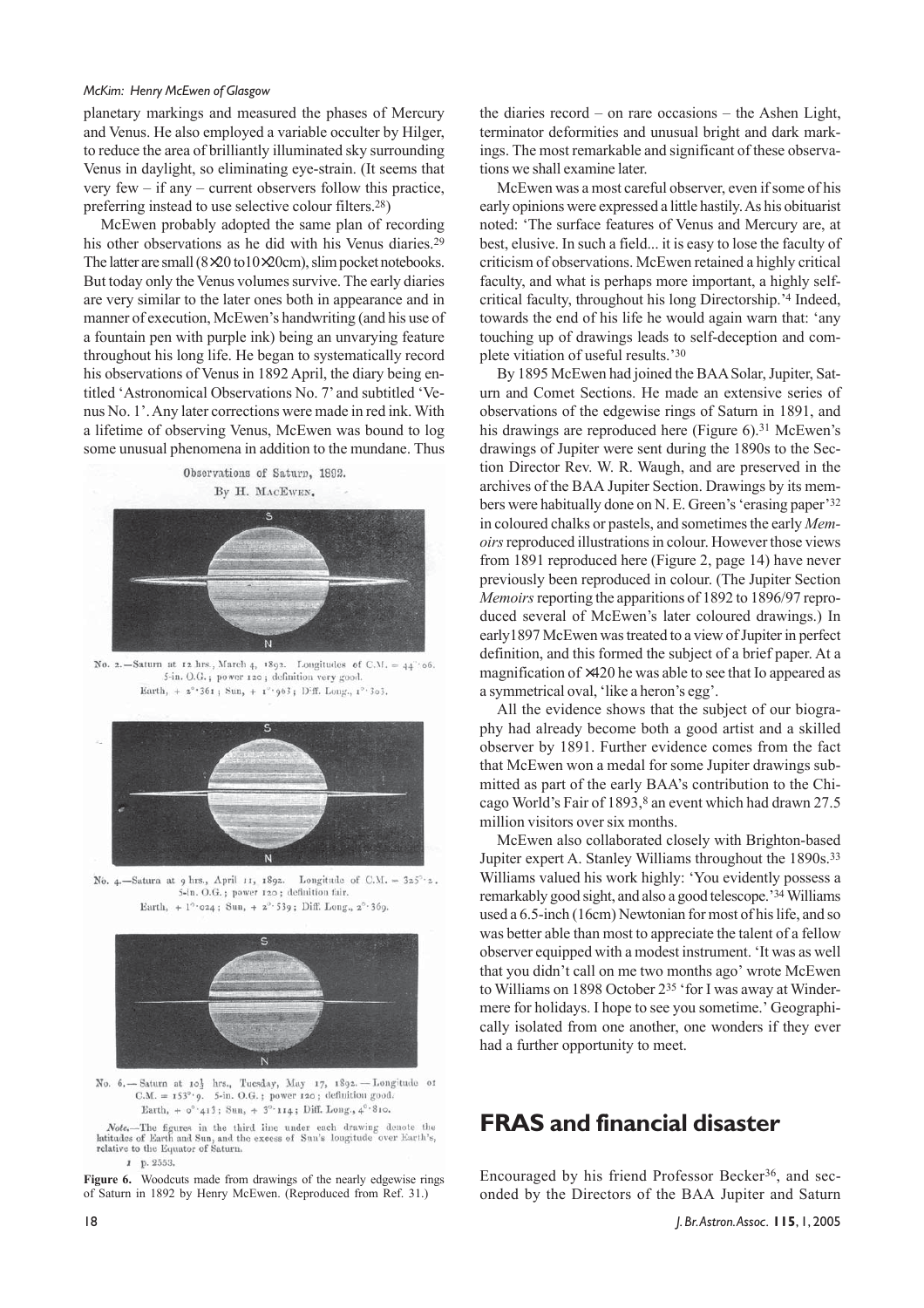planetary markings and measured the phases of Mercury and Venus. He also employed a variable occulter by Hilger, to reduce the area of brilliantly illuminated sky surrounding Venus in daylight, so eliminating eye-strain. (It seems that very few – if any – current observers follow this practice, preferring instead to use selective colour filters.[28])

McEwen probably adopted the same plan of recording his other observations as he did with his Venus diaries.[29] The latter are small (8×20 to10×20cm), slim pocket notebooks. But today only the Venus volumes survive. The early diaries are very similar to the later ones both in appearance and in manner of execution, McEwen's handwriting (and his use of a fountain pen with purple ink) being an unvarying feature throughout his long life. He began to systematically record his observations of Venus in 1892 April, the diary being entitled 'Astronomical Observations No. 7' and subtitled 'Venus No. 1'. Any later corrections were made in red ink. With a lifetime of observing Venus, McEwen was bound to log some unusual phenomena in addition to the mundane. Thus

Observations of Saturn, 1892.
By H. MacEwen.

No. 2.—Saturn at 12 hrs., March 4, 1892. Longitudes of C.M. = 44°·06. 5-in. O.G.; power 120; definition very good. Earth, + 2°·361; Sun, + 1°·963; Diff. Long., 1°·303.

No. 4.—Saturn at 9 hrs., April 11, 1892. Longitude of C.M. = 325°·2. 5-in. O.G.; power 120; definition fair. Earth, + 1°·024; Sun, + 2°·539; Diff. Long., 2°·369.

No. 6.—Saturn at 10½ hrs., Tuesday, May 17, 1892.—Longitude of C.M. = 153°·9. 5-in. O.G.; power 120; definition good. Earth, + 0°·413; Sun, + 3°·114; Diff. Long., 4°·810.

*Note.*—The figures in the third line under each drawing denote the latitudes of Earth and Sun, and the excess of Sun's longitude over Earth's, relative to the Equator of Saturn.

1 p. 2553.

**Figure 6.** Woodcuts made from drawings of the nearly edgewise rings of Saturn in 1892 by Henry McEwen. (Reproduced from Ref. 31.)

the diaries record – on rare occasions – the Ashen Light, terminator deformities and unusual bright and dark markings. The most remarkable and significant of these observations we shall examine later.

McEwen was a most careful observer, even if some of his early opinions were expressed a little hastily. As his obituarist noted: 'The surface features of Venus and Mercury are, at best, elusive. In such a field... it is easy to lose the faculty of criticism of observations. McEwen retained a highly critical faculty, and what is perhaps more important, a highly self-critical faculty, throughout his long Directorship.'[4] Indeed, towards the end of his life he would again warn that: 'any touching up of drawings leads to self-deception and complete vitiation of useful results.'[30]

By 1895 McEwen had joined the BAA Solar, Jupiter, Saturn and Comet Sections. He made an extensive series of observations of the edgewise rings of Saturn in 1891, and his drawings are reproduced here (Figure 6).[31] McEwen's drawings of Jupiter were sent during the 1890s to the Section Director Rev. W. R. Waugh, and are preserved in the archives of the BAA Jupiter Section. Drawings by its members were habitually done on N. E. Green's 'erasing paper'[32] in coloured chalks or pastels, and sometimes the early *Memoirs* reproduced illustrations in colour. However those views from 1891 reproduced here (Figure 2, page 14) have never previously been reproduced in colour. (The Jupiter Section *Memoirs* reporting the apparitions of 1892 to 1896/97 reproduced several of McEwen's later coloured drawings.) In early1897 McEwen was treated to a view of Jupiter in perfect definition, and this formed the subject of a brief paper. At a magnification of ×420 he was able to see that Io appeared as a symmetrical oval, 'like a heron's egg'.

All the evidence shows that the subject of our biography had already become both a good artist and a skilled observer by 1891. Further evidence comes from the fact that McEwen won a medal for some Jupiter drawings submitted as part of the early BAA's contribution to the Chicago World's Fair of 1893,[8] an event which had drawn 27.5 million visitors over six months.

McEwen also collaborated closely with Brighton-based Jupiter expert A. Stanley Williams throughout the 1890s.[33] Williams valued his work highly: 'You evidently possess a remarkably good sight, and also a good telescope.'[34] Williams used a 6.5-inch (16cm) Newtonian for most of his life, and so was better able than most to appreciate the talent of a fellow observer equipped with a modest instrument. 'It was as well that you didn't call on me two months ago' wrote McEwen to Williams on 1898 October 2[35] 'for I was away at Windermere for holidays. I hope to see you sometime.' Geographically isolated from one another, one wonders if they ever had a further opportunity to meet.

## FRAS and financial disaster

Encouraged by his friend Professor Becker[36], and seconded by the Directors of the BAA Jupiter and Saturn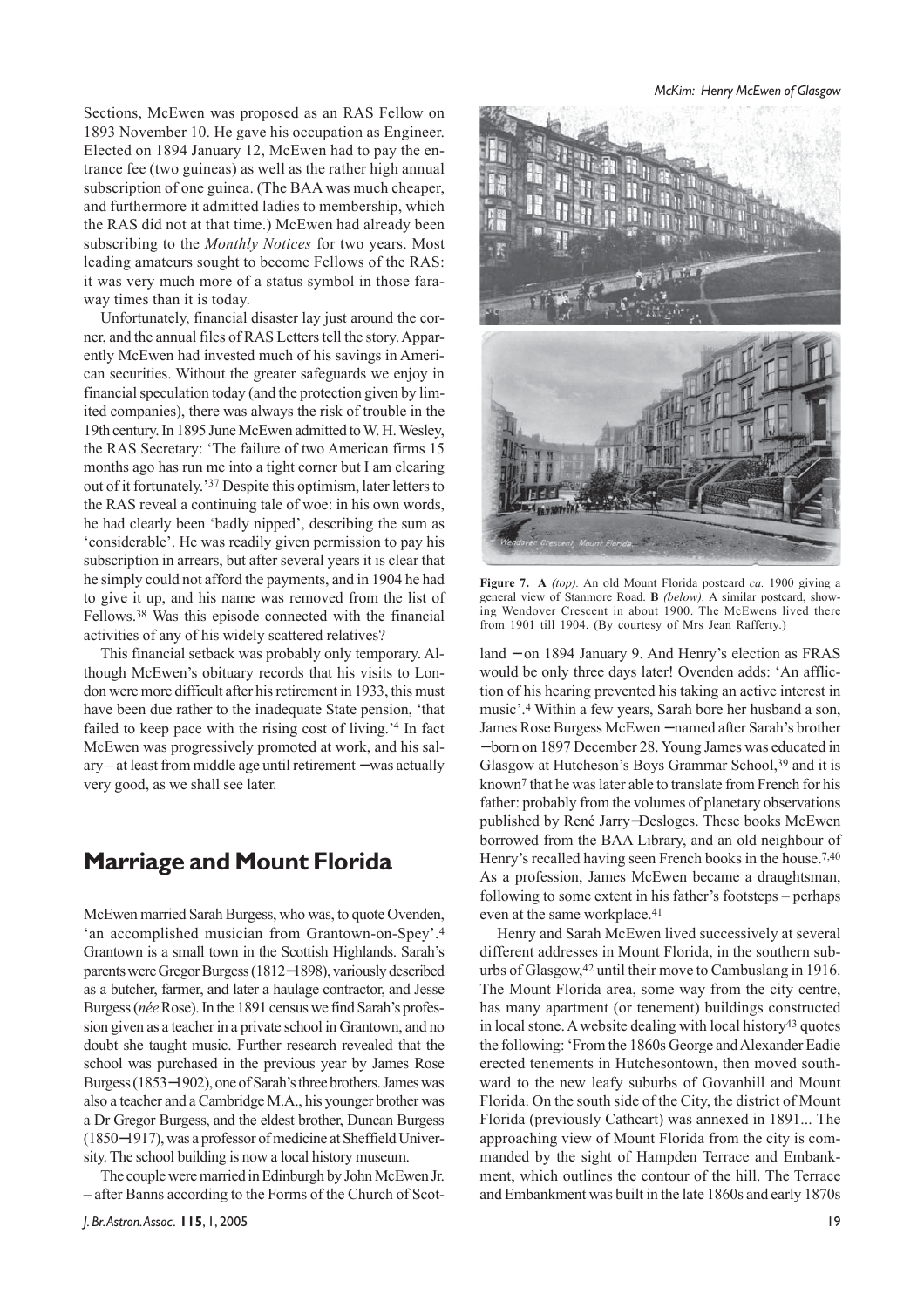Sections, McEwen was proposed as an RAS Fellow on 1893 November 10. He gave his occupation as Engineer. Elected on 1894 January 12, McEwen had to pay the entrance fee (two guineas) as well as the rather high annual subscription of one guinea. (The BAA was much cheaper, and furthermore it admitted ladies to membership, which the RAS did not at that time.) McEwen had already been subscribing to the *Monthly Notices* for two years. Most leading amateurs sought to become Fellows of the RAS: it was very much more of a status symbol in those faraway times than it is today.

Unfortunately, financial disaster lay just around the corner, and the annual files of RAS Letters tell the story. Apparently McEwen had invested much of his savings in American securities. Without the greater safeguards we enjoy in financial speculation today (and the protection given by limited companies), there was always the risk of trouble in the 19th century. In 1895 June McEwen admitted to W. H. Wesley, the RAS Secretary: 'The failure of two American firms 15 months ago has run me into a tight corner but I am clearing out of it fortunately.'[37] Despite this optimism, later letters to the RAS reveal a continuing tale of woe: in his own words, he had clearly been 'badly nipped', describing the sum as 'considerable'. He was readily given permission to pay his subscription in arrears, but after several years it is clear that he simply could not afford the payments, and in 1904 he had to give it up, and his name was removed from the list of Fellows.[38] Was this episode connected with the financial activities of any of his widely scattered relatives?

This financial setback was probably only temporary. Although McEwen's obituary records that his visits to London were more difficult after his retirement in 1933, this must have been due rather to the inadequate State pension, 'that failed to keep pace with the rising cost of living.'[4] In fact McEwen was progressively promoted at work, and his salary – at least from middle age until retirement – was actually very good, as we shall see later.

## Marriage and Mount Florida

McEwen married Sarah Burgess, who was, to quote Ovenden, 'an accomplished musician from Grantown-on-Spey'.[4] Grantown is a small town in the Scottish Highlands. Sarah's parents were Gregor Burgess (1812–1898), variously described as a butcher, farmer, and later a haulage contractor, and Jesse Burgess (*née* Rose). In the 1891 census we find Sarah's profession given as a teacher in a private school in Grantown, and no doubt she taught music. Further research revealed that the school was purchased in the previous year by James Rose Burgess (1853–1902), one of Sarah's three brothers. James was also a teacher and a Cambridge M.A., his younger brother was a Dr Gregor Burgess, and the eldest brother, Duncan Burgess (1850–1917), was a professor of medicine at Sheffield University. The school building is now a local history museum.

The couple were married in Edinburgh by John McEwen Jr. – after Banns according to the Forms of the Church of Scotland – on 1894 January 9. And Henry's election as FRAS would be only three days later! Ovenden adds: 'An affliction of his hearing prevented his taking an active interest in music'.[4] Within a few years, Sarah bore her husband a son, James Rose Burgess McEwen – named after Sarah's brother – born on 1897 December 28. Young James was educated in Glasgow at Hutcheson's Boys Grammar School,[39] and it is known[7] that he was later able to translate from French for his father: probably from the volumes of planetary observations published by René Jarry–Desloges. These books McEwen borrowed from the BAA Library, and an old neighbour of Henry's recalled having seen French books in the house.[7,40] As a profession, James McEwen became a draughtsman, following to some extent in his father's footsteps – perhaps even at the same workplace.[41]

**Figure 7. A** *(top).* An old Mount Florida postcard *ca.* 1900 giving a general view of Stanmore Road. **B** *(below).* A similar postcard, showing Wendover Crescent in about 1900. The McEwens lived there from 1901 till 1904. (By courtesy of Mrs Jean Rafferty.)

Henry and Sarah McEwen lived successively at several different addresses in Mount Florida, in the southern suburbs of Glasgow,[42] until their move to Cambuslang in 1916. The Mount Florida area, some way from the city centre, has many apartment (or tenement) buildings constructed in local stone. A website dealing with local history[43] quotes the following: 'From the 1860s George and Alexander Eadie erected tenements in Hutchesontown, then moved southward to the new leafy suburbs of Govanhill and Mount Florida. On the south side of the City, the district of Mount Florida (previously Cathcart) was annexed in 1891... The approaching view of Mount Florida from the city is commanded by the sight of Hampden Terrace and Embankment, which outlines the contour of the hill. The Terrace and Embankment was built in the late 1860s and early 1870s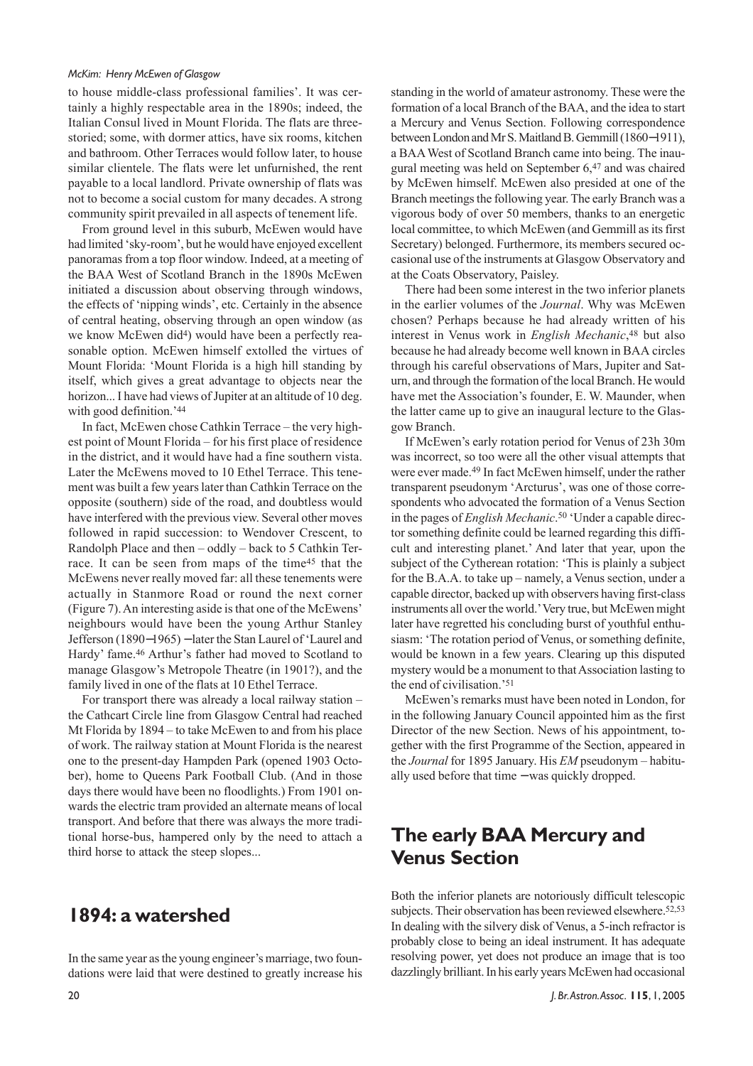to house middle-class professional families'. It was certainly a highly respectable area in the 1890s; indeed, the Italian Consul lived in Mount Florida. The flats are three-storied; some, with dormer attics, have six rooms, kitchen and bathroom. Other Terraces would follow later, to house similar clientele. The flats were let unfurnished, the rent payable to a local landlord. Private ownership of flats was not to become a social custom for many decades. A strong community spirit prevailed in all aspects of tenement life.

From ground level in this suburb, McEwen would have had limited 'sky-room', but he would have enjoyed excellent panoramas from a top floor window. Indeed, at a meeting of the BAA West of Scotland Branch in the 1890s McEwen initiated a discussion about observing through windows, the effects of 'nipping winds', etc. Certainly in the absence of central heating, observing through an open window (as we know McEwen did[4]) would have been a perfectly reasonable option. McEwen himself extolled the virtues of Mount Florida: 'Mount Florida is a high hill standing by itself, which gives a great advantage to objects near the horizon... I have had views of Jupiter at an altitude of 10 deg. with good definition.'[44]

In fact, McEwen chose Cathkin Terrace – the very highest point of Mount Florida – for his first place of residence in the district, and it would have had a fine southern vista. Later the McEwens moved to 10 Ethel Terrace. This tenement was built a few years later than Cathkin Terrace on the opposite (southern) side of the road, and doubtless would have interfered with the previous view. Several other moves followed in rapid succession: to Wendover Crescent, to Randolph Place and then – oddly – back to 5 Cathkin Terrace. It can be seen from maps of the time[45] that the McEwens never really moved far: all these tenements were actually in Stanmore Road or round the next corner (Figure 7). An interesting aside is that one of the McEwens' neighbours would have been the young Arthur Stanley Jefferson (1890–1965) – later the Stan Laurel of 'Laurel and Hardy' fame.[46] Arthur's father had moved to Scotland to manage Glasgow's Metropole Theatre (in 1901?), and the family lived in one of the flats at 10 Ethel Terrace.

For transport there was already a local railway station – the Cathcart Circle line from Glasgow Central had reached Mt Florida by 1894 – to take McEwen to and from his place of work. The railway station at Mount Florida is the nearest one to the present-day Hampden Park (opened 1903 October), home to Queens Park Football Club. (And in those days there would have been no floodlights.) From 1901 onwards the electric tram provided an alternate means of local transport. And before that there was always the more traditional horse-bus, hampered only by the need to attach a third horse to attack the steep slopes...

## 1894: a watershed

In the same year as the young engineer's marriage, two foundations were laid that were destined to greatly increase his standing in the world of amateur astronomy. These were the formation of a local Branch of the BAA, and the idea to start a Mercury and Venus Section. Following correspondence between London and Mr S. Maitland B. Gemmill (1860–1911), a BAA West of Scotland Branch came into being. The inaugural meeting was held on September 6,[47] and was chaired by McEwen himself. McEwen also presided at one of the Branch meetings the following year. The early Branch was a vigorous body of over 50 members, thanks to an energetic local committee, to which McEwen (and Gemmill as its first Secretary) belonged. Furthermore, its members secured occasional use of the instruments at Glasgow Observatory and at the Coats Observatory, Paisley.

There had been some interest in the two inferior planets in the earlier volumes of the *Journal*. Why was McEwen chosen? Perhaps because he had already written of his interest in Venus work in *English Mechanic*,[48] but also because he had already become well known in BAA circles through his careful observations of Mars, Jupiter and Saturn, and through the formation of the local Branch. He would have met the Association's founder, E. W. Maunder, when the latter came up to give an inaugural lecture to the Glasgow Branch.

If McEwen's early rotation period for Venus of 23h 30m was incorrect, so too were all the other visual attempts that were ever made.[49] In fact McEwen himself, under the rather transparent pseudonym 'Arcturus', was one of those correspondents who advocated the formation of a Venus Section in the pages of *English Mechanic*.[50] 'Under a capable director something definite could be learned regarding this difficult and interesting planet.' And later that year, upon the subject of the Cytherean rotation: 'This is plainly a subject for the B.A.A. to take up – namely, a Venus section, under a capable director, backed up with observers having first-class instruments all over the world.' Very true, but McEwen might later have regretted his concluding burst of youthful enthusiasm: 'The rotation period of Venus, or something definite, would be known in a few years. Clearing up this disputed mystery would be a monument to that Association lasting to the end of civilisation.'[51]

McEwen's remarks must have been noted in London, for in the following January Council appointed him as the first Director of the new Section. News of his appointment, together with the first Programme of the Section, appeared in the *Journal* for 1895 January. His *EM* pseudonym – habitually used before that time – was quickly dropped.

## The early BAA Mercury and Venus Section

Both the inferior planets are notoriously difficult telescopic subjects. Their observation has been reviewed elsewhere.[52,53] In dealing with the silvery disk of Venus, a 5-inch refractor is probably close to being an ideal instrument. It has adequate resolving power, yet does not produce an image that is too dazzlingly brilliant. In his early years McEwen had occasional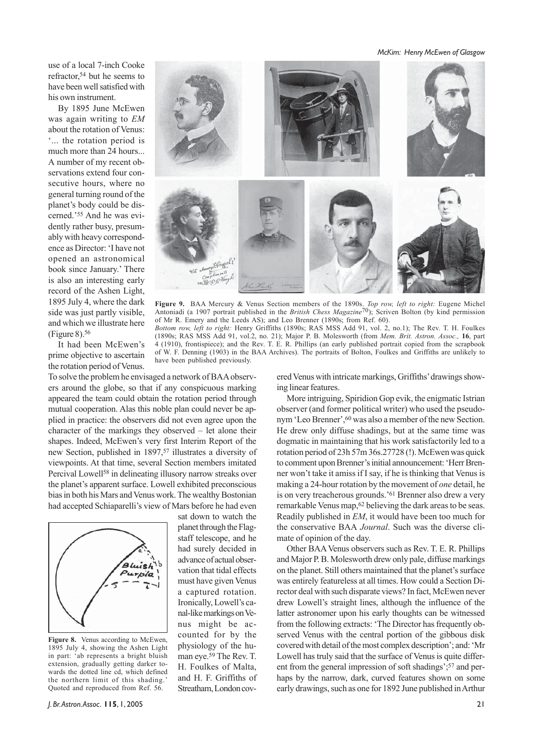use of a local 7-inch Cooke refractor,[54] but he seems to have been well satisfied with his own instrument.

By 1895 June McEwen was again writing to *EM* about the rotation of Venus: '... the rotation period is much more than 24 hours... A number of my recent observations extend four consecutive hours, where no general turning round of the planet's body could be discerned.'[55] And he was evidently rather busy, presumably with heavy correspondence as Director: 'I have not opened an astronomical book since January.' There is also an interesting early record of the Ashen Light, 1895 July 4, where the dark side was just partly visible, and which we illustrate here (Figure 8).[56]

It had been McEwen's prime objective to ascertain the rotation period of Venus. To solve the problem he envisaged a network of BAA observers around the globe, so that if any conspicuous marking appeared the team could obtain the rotation period through mutual cooperation. Alas this noble plan could never be applied in practice: the observers did not even agree upon the character of the markings they observed – let alone their shapes. Indeed, McEwen's very first Interim Report of the new Section, published in 1897,[57] illustrates a diversity of viewpoints. At that time, several Section members imitated Percival Lowell[58] in delineating illusory narrow streaks over the planet's apparent surface. Lowell exhibited preconscious bias in both his Mars and Venus work. The wealthy Bostonian had accepted Schiaparelli's view of Mars before he had even sat down to watch the planet through the Flagstaff telescope, and he had surely decided in advance of actual observation that tidal effects must have given Venus a captured rotation. Ironically, Lowell's canal-like markings on Venus might be accounted for by the physiology of the human eye.[59] The Rev. T. H. Foulkes of Malta, and H. F. Griffiths of Streatham, London covered Venus with intricate markings, Griffiths' drawings showing linear features.

**Figure 8.** Venus according to McEwen, 1895 July 4, showing the Ashen Light in part: 'ab represents a bright bluish extension, gradually getting darker towards the dotted line cd, which defined the northern limit of this shading.' Quoted and reproduced from Ref. 56.

**Figure 9.** BAA Mercury & Venus Section members of the 1890s. *Top row, left to right:* Eugene Michel Antoniadi (a 1907 portrait published in the *British Chess Magazine*[70]); Scriven Bolton (by kind permission of Mr R. Emery and the Leeds AS); and Leo Brenner (1890s; from Ref. 60).
*Bottom row, left to right:* Henry Griffiths (1890s; RAS MSS Add 91, vol. 2, no.1); The Rev. T. H. Foulkes (1890s; RAS MSS Add 91, vol.2, no. 21); Major P. B. Molesworth (from *Mem. Brit. Astron. Assoc.,* **16**, part 4 (1910), frontispiece); and the Rev. T. E. R. Phillips (an early published portrait copied from the scrapbook of W. F. Denning (1903) in the BAA Archives). The portraits of Bolton, Foulkes and Griffiths are unlikely to have been published previously.

More intriguing, Spiridion Gopcevik, the enigmatic Istrian observer (and former political writer) who used the pseudonym 'Leo Brenner',[60] was also a member of the new Section. He drew only diffuse shadings, but at the same time was dogmatic in maintaining that his work satisfactorily led to a rotation period of 23h 57m 36s.27728 (!). McEwen was quick to comment upon Brenner's initial announcement: 'Herr Brenner won't take it amiss if I say, if he is thinking that Venus is making a 24-hour rotation by the movement of *one* detail, he is on very treacherous grounds.'[61] Brenner also drew a very remarkable Venus map,[62] believing the dark areas to be seas. Readily published in *EM*, it would have been too much for the conservative BAA *Journal*. Such was the diverse climate of opinion of the day.

Other BAA Venus observers such as Rev. T. E. R. Phillips and Major P. B. Molesworth drew only pale, diffuse markings on the planet. Still others maintained that the planet's surface was entirely featureless at all times. How could a Section Director deal with such disparate views? In fact, McEwen never drew Lowell's straight lines, although the influence of the latter astronomer upon his early thoughts can be witnessed from the following extracts: 'The Director has frequently observed Venus with the central portion of the gibbous disk covered with detail of the most complex description'; and: 'Mr Lowell has truly said that the surface of Venus is quite different from the general impression of soft shadings';[57] and perhaps by the narrow, dark, curved features shown on some early drawings, such as one for 1892 June published in Arthur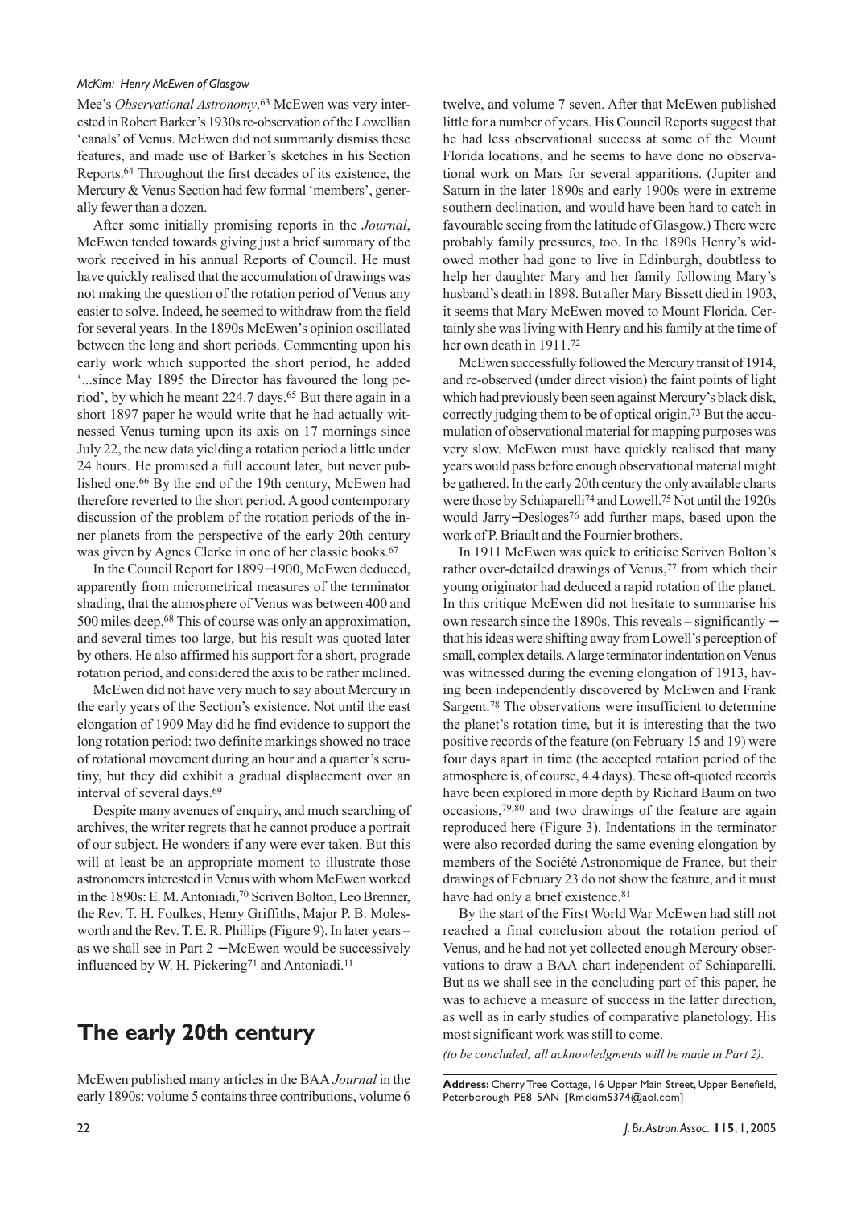Mee's *Observational Astronomy*.[63] McEwen was very interested in Robert Barker's 1930s re-observation of the Lowellian 'canals' of Venus. McEwen did not summarily dismiss these features, and made use of Barker's sketches in his Section Reports.[64] Throughout the first decades of its existence, the Mercury & Venus Section had few formal 'members', generally fewer than a dozen.

After some initially promising reports in the *Journal*, McEwen tended towards giving just a brief summary of the work received in his annual Reports of Council. He must have quickly realised that the accumulation of drawings was not making the question of the rotation period of Venus any easier to solve. Indeed, he seemed to withdraw from the field for several years. In the 1890s McEwen's opinion oscillated between the long and short periods. Commenting upon his early work which supported the short period, he added '...since May 1895 the Director has favoured the long period', by which he meant 224.7 days.[65] But there again in a short 1897 paper he would write that he had actually witnessed Venus turning upon its axis on 17 mornings since July 22, the new data yielding a rotation period a little under 24 hours. He promised a full account later, but never published one.[66] By the end of the 19th century, McEwen had therefore reverted to the short period. A good contemporary discussion of the problem of the rotation periods of the inner planets from the perspective of the early 20th century was given by Agnes Clerke in one of her classic books.[67]

In the Council Report for 1899–1900, McEwen deduced, apparently from micrometrical measures of the terminator shading, that the atmosphere of Venus was between 400 and 500 miles deep.[68] This of course was only an approximation, and several times too large, but his result was quoted later by others. He also affirmed his support for a short, prograde rotation period, and considered the axis to be rather inclined.

McEwen did not have very much to say about Mercury in the early years of the Section's existence. Not until the east elongation of 1909 May did he find evidence to support the long rotation period: two definite markings showed no trace of rotational movement during an hour and a quarter's scrutiny, but they did exhibit a gradual displacement over an interval of several days.[69]

Despite many avenues of enquiry, and much searching of archives, the writer regrets that he cannot produce a portrait of our subject. He wonders if any were ever taken. But this will at least be an appropriate moment to illustrate those astronomers interested in Venus with whom McEwen worked in the 1890s: E. M. Antoniadi,[70] Scriven Bolton, Leo Brenner, the Rev. T. H. Foulkes, Henry Griffiths, Major P. B. Molesworth and the Rev. T. E. R. Phillips (Figure 9). In later years – as we shall see in Part 2 – McEwen would be successively influenced by W. H. Pickering[71] and Antoniadi.[11]

## The early 20th century

McEwen published many articles in the BAA *Journal* in the early 1890s: volume 5 contains three contributions, volume 6 twelve, and volume 7 seven. After that McEwen published little for a number of years. His Council Reports suggest that he had less observational success at some of the Mount Florida locations, and he seems to have done no observational work on Mars for several apparitions. (Jupiter and Saturn in the later 1890s and early 1900s were in extreme southern declination, and would have been hard to catch in favourable seeing from the latitude of Glasgow.) There were probably family pressures, too. In the 1890s Henry's widowed mother had gone to live in Edinburgh, doubtless to help her daughter Mary and her family following Mary's husband's death in 1898. But after Mary Bissett died in 1903, it seems that Mary McEwen moved to Mount Florida. Certainly she was living with Henry and his family at the time of her own death in 1911.[72]

McEwen successfully followed the Mercury transit of 1914, and re-observed (under direct vision) the faint points of light which had previously been seen against Mercury's black disk, correctly judging them to be of optical origin.[73] But the accumulation of observational material for mapping purposes was very slow. McEwen must have quickly realised that many years would pass before enough observational material might be gathered. In the early 20th century the only available charts were those by Schiaparelli[74] and Lowell.[75] Not until the 1920s would Jarry–Desloges[76] add further maps, based upon the work of P. Briault and the Fournier brothers.

In 1911 McEwen was quick to criticise Scriven Bolton's rather over-detailed drawings of Venus,[77] from which their young originator had deduced a rapid rotation of the planet. In this critique McEwen did not hesitate to summarise his own research since the 1890s. This reveals – significantly – that his ideas were shifting away from Lowell's perception of small, complex details. A large terminator indentation on Venus was witnessed during the evening elongation of 1913, having been independently discovered by McEwen and Frank Sargent.[78] The observations were insufficient to determine the planet's rotation time, but it is interesting that the two positive records of the feature (on February 15 and 19) were four days apart in time (the accepted rotation period of the atmosphere is, of course, 4.4 days). These oft-quoted records have been explored in more depth by Richard Baum on two occasions,[79,80] and two drawings of the feature are again reproduced here (Figure 3). Indentations in the terminator were also recorded during the same evening elongation by members of the Société Astronomique de France, but their drawings of February 23 do not show the feature, and it must have had only a brief existence.[81]

By the start of the First World War McEwen had still not reached a final conclusion about the rotation period of Venus, and he had not yet collected enough Mercury observations to draw a BAA chart independent of Schiaparelli. But as we shall see in the concluding part of this paper, he was to achieve a measure of success in the latter direction, as well as in early studies of comparative planetology. His most significant work was still to come.

*(to be concluded; all acknowledgments will be made in Part 2).*

**Address:** Cherry Tree Cottage, 16 Upper Main Street, Upper Benefield, Peterborough PE8 5AN [Rmckim5374@aol.com]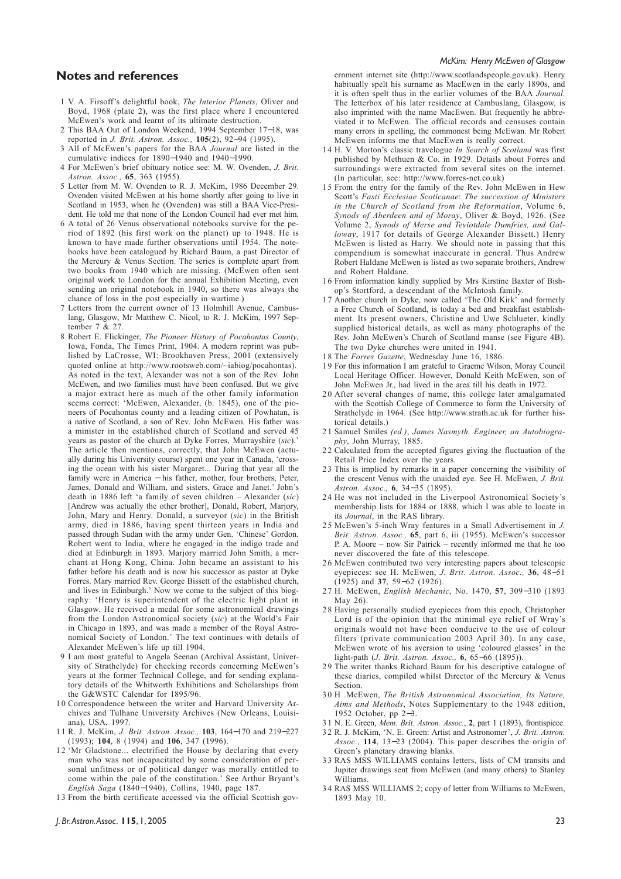## Notes and references

1 V. A. Firsoff's delightful book, *The Interior Planets*, Oliver and Boyd, 1968 (plate 2), was the first place where I encountered McEwen's work and learnt of its ultimate destruction.

2 This BAA Out of London Weekend, 1994 September 17–18, was reported in *J. Brit. Astron. Assoc.,* **105**(2), 92–94 (1995).

3 All of McEwen's papers for the BAA *Journal* are listed in the cumulative indices for 1890–1940 and 1940–1990.

4 For McEwen's brief obituary notice see: M. W. Ovenden, *J. Brit. Astron. Assoc.,* **65**, 363 (1955).

5 Letter from M. W. Ovenden to R. J. McKim, 1986 December 29. Ovenden visited McEwen at his home shortly after going to live in Scotland in 1953, when he (Ovenden) was still a BAA Vice-President. He told me that none of the London Council had ever met him.

6 A total of 26 Venus observational notebooks survive for the period of 1892 (his first work on the planet) up to 1948. He is known to have made further observations until 1954. The notebooks have been catalogued by Richard Baum, a past Director of the Mercury & Venus Section. The series is complete apart from two books from 1940 which are missing. (McEwen often sent original work to London for the annual Exhibition Meeting, even sending an original notebook in 1940, so there was always the chance of loss in the post especially in wartime.)

7 Letters from the current owner of 13 Holmhill Avenue, Cambuslang, Glasgow, Mr Matthew C. Nicol, to R. J. McKim, 1997 September 7 & 27.

8 Robert E. Flickinger, *The Pioneer History of Pocahontas County*, Iowa, Fonda, The Times Print, 1904. A modern reprint was published by LaCrosse, WI: Brookhaven Press, 2001 (extensively quoted online at http://www.rootsweb.com/~iabiog/pocahontas). As noted in the text, Alexander was not a son of the Rev. John McEwen, and two families must have been confused. But we give a major extract here as much of the other family information seems correct: 'McEwen, Alexander, (b. 1845), one of the pioneers of Pocahontas county and a leading citizen of Powhatan, is a native of Scotland, a son of Rev. John McEwen. His father was a minister in the established church of Scotland and served 45 years as pastor of the church at Dyke Forres, Murrayshire (*sic*).' The article then mentions, correctly, that John McEwen (actually during his University course) spent one year in Canada, 'crossing the ocean with his sister Margaret... During that year all the family were in America – his father, mother, four brothers, Peter, James, Donald and William, and sisters, Grace and Janet.' John's death in 1886 left 'a family of seven children – Alexander (*sic*) [Andrew was actually the other brother], Donald, Robert, Marjory, John, Mary and Henry. Donald, a surveyor (*sic*) in the British army, died in 1886, having spent thirteen years in India and passed through Sudan with the army under Gen. 'Chinese' Gordon. Robert went to India, where he engaged in the indigo trade and died at Edinburgh in 1893. Marjory married John Smith, a merchant at Hong Kong, China. John became an assistant to his father before his death and is now his successor as pastor at Dyke Forres. Mary married Rev. George Bissett of the established church, and lives in Edinburgh.' Now we come to the subject of this biography: 'Henry is superintendent of the electric light plant in Glasgow. He received a medal for some astronomical drawings from the London Astronomical society (*sic*) at the World's Fair in Chicago in 1893, and was made a member of the Royal Astronomical Society of London.' The text continues with details of Alexander McEwen's life up till 1904.

9 I am most grateful to Angela Seenan (Archival Assistant, University of Strathclyde) for checking records concerning McEwen's years at the former Technical College, and for sending explanatory details of the Whitworth Exhibitions and Scholarships from the G&WSTC Calendar for 1895/96.

10 Correspondence between the writer and Harvard University Archives and Tulhane University Archives (New Orleans, Louisiana), USA, 1997.

11 R. J. McKim, *J. Brit. Astron. Assoc.,* **103**, 164–170 and 219–227 (1993); **104**, 8 (1994) and **106**, 347 (1996).

12 'Mr Gladstone... electrified the House by declaring that every man who was not incapacitated by some consideration of personal unfitness or of political danger was morally entitled to come within the pale of the constitution.' See Arthur Bryant's *English Saga* (1840–1940), Collins, 1940, page 187.

13 From the birth certificate accessed via the official Scottish government internet site (http://www.scotlandspeople.gov.uk). Henry habitually spelt his surname as MacEwen in the early 1890s, and it is often spelt thus in the earlier volumes of the BAA *Journal*. The letterbox of his later residence at Cambuslang, Glasgow, is also imprinted with the name MacEwen. But frequently he abbreviated it to McEwen. The official records and censuses contain many errors in spelling, the commonest being McEwan. Mr Robert McEwen informs me that MacEwen is really correct.

14 H. V. Morton's classic travelogue *In Search of Scotland* was first published by Methuen & Co. in 1929. Details about Forres and surroundings were extracted from several sites on the internet. (In particular, see: http://www.forres-net.co.uk)

15 From the entry for the family of the Rev. John McEwen in Hew Scott's *Fasti Ecclesiae Scoticanae*: *The succession of Ministers in the Church of Scotland from the Reformation*, Volume 6, *Synods of Aberdeen and of Moray*, Oliver & Boyd, 1926. (See Volume 2, *Synods of Merse and Teviotdale Dumfries, and Galloway*, 1917 for details of George Alexander Bissett.) Henry McEwen is listed as Harry. We should note in passing that this compendium is somewhat inaccurate in general. Thus Andrew Robert Haldane McEwen is listed as two separate brothers, Andrew and Robert Haldane.

16 From information kindly supplied by Mrs Kirstine Baxter of Bishop's Stortford, a descendant of the McIntosh family.

17 Another church in Dyke, now called 'The Old Kirk' and formerly a Free Church of Scotland, is today a bed and breakfast establishment. Its present owners, Christine and Uwe Schlueter, kindly supplied historical details, as well as many photographs of the Rev. John McEwen's Church of Scotland manse (see Figure 4B). The two Dyke churches were united in 1941.

18 The *Forres Gazette*, Wednesday June 16, 1886.

19 For this information I am grateful to Graeme Wilson, Moray Council Local Heritage Officer. However, Donald Keith McEwen, son of John McEwen Jr., had lived in the area till his death in 1972.

20 After several changes of name, this college later amalgamated with the Scottish College of Commerce to form the University of Strathclyde in 1964. (See http://www.strath.ac.uk for further historical details.)

21 Samuel Smiles *(ed.)*, *James Nasmyth, Engineer, an Autobiography*, John Murray, 1885.

22 Calculated from the accepted figures giving the fluctuation of the Retail Price Index over the years.

23 This is implied by remarks in a paper concerning the visibility of the crescent Venus with the unaided eye. See H. McEwen, *J. Brit. Astron. Assoc.,* **6**, 34–35 (1895).

24 He was not included in the Liverpool Astronomical Society's membership lists for 1884 or 1888, which I was able to locate in its *Journal*, in the RAS library.

25 McEwen's 5-inch Wray features in a Small Advertisement in *J. Brit. Astron. Assoc.,* **65**, part 6, iii (1955). McEwen's successor P. A. Moore – now Sir Patrick – recently informed me that he too never discovered the fate of this telescope.

26 McEwen contributed two very interesting papers about telescopic eyepieces: see H. McEwen, *J. Brit. Astron. Assoc.,* **36**, 48–51 (1925) and **37**, 59–62 (1926).

27 H. McEwen, *English Mechanic*, No. 1470, **57**, 309–310 (1893 May 26).

28 Having personally studied eyepieces from this epoch, Christopher Lord is of the opinion that the minimal eye relief of Wray's originals would not have been conducive to the use of colour filters (private communication 2003 April 30). In any case, McEwen wrote of his aversion to using 'coloured glasses' in the light-path (*J. Brit. Astron. Assoc.,* **6**, 65–66 (1895)).

29 The writer thanks Richard Baum for his descriptive catalogue of these diaries, compiled whilst Director of the Mercury & Venus Section.

30 H .McEwen, *The British Astronomical Association, Its Nature, Aims and Methods*, Notes Supplementary to the 1948 edition, 1952 October, pp 2–3.

31 N. E. Green, *Mem. Brit. Astron. Assoc.*, **2**, part 1 (1893), frontispiece.

32 R. J. McKim, 'N. E. Green: Artist and Astronomer', *J. Brit. Astron. Assoc.,* **114**, 13–23 (2004). This paper describes the origin of Green's planetary drawing blanks.

33 RAS MSS WILLIAMS contains letters, lists of CM transits and Jupiter drawings sent from McEwen (and many others) to Stanley Williams.

34 RAS MSS WILLIAMS 2; copy of letter from Williams to McEwen, 1893 May 10.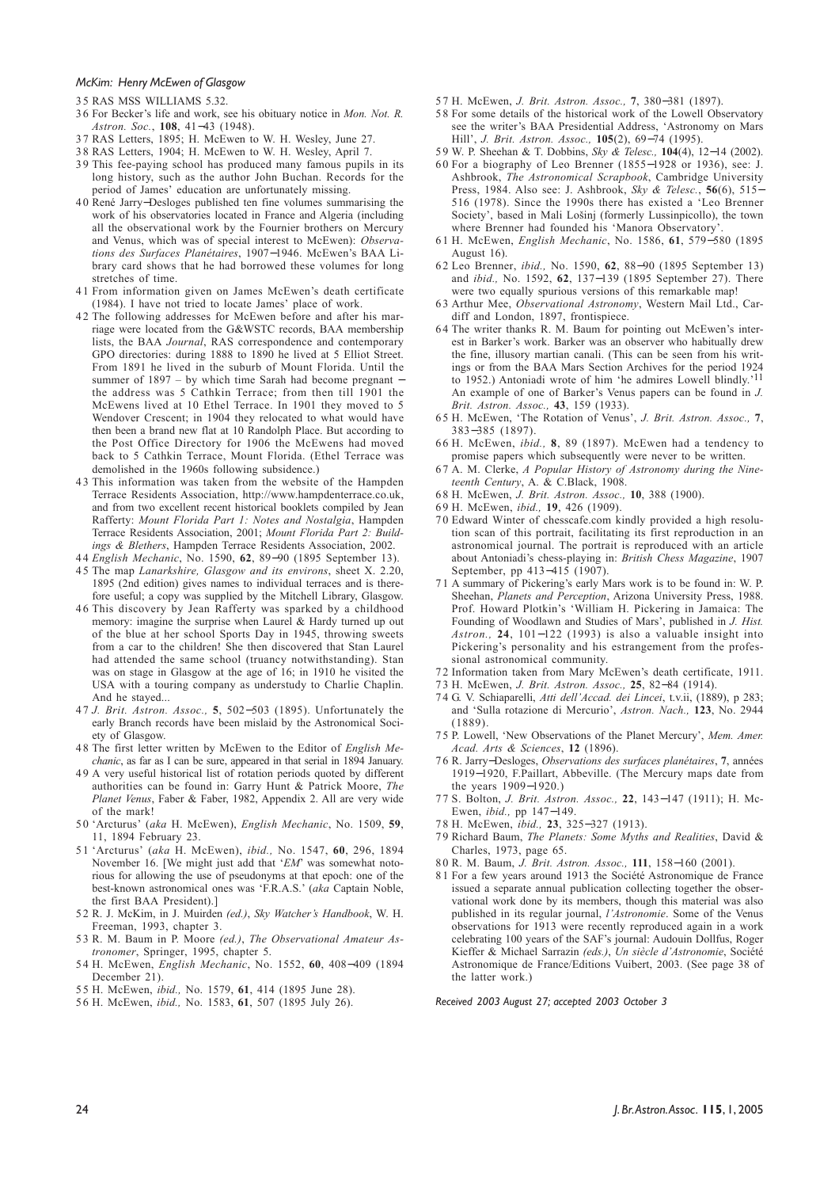35 RAS MSS WILLIAMS 5.32.

36 For Becker's life and work, see his obituary notice in *Mon. Not. R. Astron. Soc.*, **108**, 41–43 (1948).

37 RAS Letters, 1895; H. McEwen to W. H. Wesley, June 27.

38 RAS Letters, 1904; H. McEwen to W. H. Wesley, April 7.

39 This fee-paying school has produced many famous pupils in its long history, such as the author John Buchan. Records for the period of James' education are unfortunately missing.

40 René Jarry–Desloges published ten fine volumes summarising the work of his observatories located in France and Algeria (including all the observational work by the Fournier brothers on Mercury and Venus, which was of special interest to McEwen): *Observations des Surfaces Planétaires*, 1907–1946. McEwen's BAA Library card shows that he had borrowed these volumes for long stretches of time.

41 From information given on James McEwen's death certificate (1984). I have not tried to locate James' place of work.

42 The following addresses for McEwen before and after his marriage were located from the G&WSTC records, BAA membership lists, the BAA *Journal*, RAS correspondence and contemporary GPO directories: during 1888 to 1890 he lived at 5 Elliot Street. From 1891 he lived in the suburb of Mount Florida. Until the summer of 1897 – by which time Sarah had become pregnant – the address was 5 Cathkin Terrace; from then till 1901 the McEwens lived at 10 Ethel Terrace. In 1901 they moved to 5 Wendover Crescent; in 1904 they relocated to what would have then been a brand new flat at 10 Randolph Place. But according to the Post Office Directory for 1906 the McEwens had moved back to 5 Cathkin Terrace, Mount Florida. (Ethel Terrace was demolished in the 1960s following subsidence.)

43 This information was taken from the website of the Hampden Terrace Residents Association, http://www.hampdenterrace.co.uk, and from two excellent recent historical booklets compiled by Jean Rafferty: *Mount Florida Part 1: Notes and Nostalgia*, Hampden Terrace Residents Association, 2001; *Mount Florida Part 2: Buildings & Blethers*, Hampden Terrace Residents Association, 2002.

44 *English Mechanic*, No. 1590, **62**, 89–90 (1895 September 13).

45 The map *Lanarkshire, Glasgow and its environs*, sheet X. 2.20, 1895 (2nd edition) gives names to individual terraces and is therefore useful; a copy was supplied by the Mitchell Library, Glasgow.

46 This discovery by Jean Rafferty was sparked by a childhood memory: imagine the surprise when Laurel & Hardy turned up out of the blue at her school Sports Day in 1945, throwing sweets from a car to the children! She then discovered that Stan Laurel had attended the same school (truancy notwithstanding). Stan was on stage in Glasgow at the age of 16; in 1910 he visited the USA with a touring company as understudy to Charlie Chaplin. And he stayed...

47 *J. Brit. Astron. Assoc.,* **5**, 502–503 (1895). Unfortunately the early Branch records have been mislaid by the Astronomical Society of Glasgow.

48 The first letter written by McEwen to the Editor of *English Mechanic*, as far as I can be sure, appeared in that serial in 1894 January.

49 A very useful historical list of rotation periods quoted by different authorities can be found in: Garry Hunt & Patrick Moore, *The Planet Venus*, Faber & Faber, 1982, Appendix 2. All are very wide of the mark!

50 'Arcturus' (*aka* H. McEwen), *English Mechanic*, No. 1509, **59**, 11, 1894 February 23.

51 'Arcturus' (*aka* H. McEwen), *ibid.,* No. 1547, **60**, 296, 1894 November 16. [We might just add that '*EM*' was somewhat notorious for allowing the use of pseudonyms at that epoch: one of the best-known astronomical ones was 'F.R.A.S.' (*aka* Captain Noble, the first BAA President).]

52 R. J. McKim, in J. Muirden *(ed.)*, *Sky Watcher's Handbook*, W. H. Freeman, 1993, chapter 3.

53 R. M. Baum in P. Moore *(ed.)*, *The Observational Amateur Astronomer*, Springer, 1995, chapter 5.

54 H. McEwen, *English Mechanic*, No. 1552, **60**, 408–409 (1894 December 21).

55 H. McEwen, *ibid.,* No. 1579, **61**, 414 (1895 June 28).

56 H. McEwen, *ibid.,* No. 1583, **61**, 507 (1895 July 26).

57 H. McEwen, *J. Brit. Astron. Assoc.,* **7**, 380–381 (1897).

58 For some details of the historical work of the Lowell Observatory see the writer's BAA Presidential Address, 'Astronomy on Mars Hill', *J. Brit. Astron. Assoc.,* **105**(2), 69–74 (1995).

59 W. P. Sheehan & T. Dobbins, *Sky & Telesc.,* **104**(4), 12–14 (2002).

60 For a biography of Leo Brenner (1855–1928 or 1936), see: J. Ashbrook, *The Astronomical Scrapbook*, Cambridge University Press, 1984. Also see: J. Ashbrook, *Sky & Telesc.*, **56**(6), 515–516 (1978). Since the 1990s there has existed a 'Leo Brenner Society', based in Mali Lošinj (formerly Lussinpicollo), the town where Brenner had founded his 'Manora Observatory'.

61 H. McEwen, *English Mechanic*, No. 1586, **61**, 579–580 (1895 August 16).

62 Leo Brenner, *ibid.,* No. 1590, **62**, 88–90 (1895 September 13) and *ibid.,* No. 1592, **62**, 137–139 (1895 September 27). There were two equally spurious versions of this remarkable map!

63 Arthur Mee, *Observational Astronomy*, Western Mail Ltd., Cardiff and London, 1897, frontispiece.

64 The writer thanks R. M. Baum for pointing out McEwen's interest in Barker's work. Barker was an observer who habitually drew the fine, illusory martian canali. (This can be seen from his writings or from the BAA Mars Section Archives for the period 1924 to 1952.) Antoniadi wrote of him 'he admires Lowell blindly.'[11] An example of one of Barker's Venus papers can be found in *J. Brit. Astron. Assoc.,* **43**, 159 (1933).

65 H. McEwen, 'The Rotation of Venus', *J. Brit. Astron. Assoc.,* **7**, 383–385 (1897).

66 H. McEwen, *ibid.,* **8**, 89 (1897). McEwen had a tendency to promise papers which subsequently were never to be written.

67 A. M. Clerke, *A Popular History of Astronomy during the Nineteenth Century*, A. & C.Black, 1908.

68 H. McEwen, *J. Brit. Astron. Assoc.,* **10**, 388 (1900).

69 H. McEwen, *ibid.,* **19**, 426 (1909).

70 Edward Winter of chesscafe.com kindly provided a high resolution scan of this portrait, facilitating its first reproduction in an astronomical journal. The portrait is reproduced with an article about Antoniadi's chess-playing in: *British Chess Magazine*, 1907 September, pp 413–415 (1907).

71 A summary of Pickering's early Mars work is to be found in: W. P. Sheehan, *Planets and Perception*, Arizona University Press, 1988. Prof. Howard Plotkin's 'William H. Pickering in Jamaica: The Founding of Woodlawn and Studies of Mars', published in *J. Hist. Astron.,* **24**, 101–122 (1993) is also a valuable insight into Pickering's personality and his estrangement from the professional astronomical community.

72 Information taken from Mary McEwen's death certificate, 1911.

73 H. McEwen, *J. Brit. Astron. Assoc.,* **25**, 82–84 (1914).

74 G. V. Schiaparelli, *Atti dell'Accad. dei Lincei*, t.v.ii, (1889), p 283; and 'Sulla rotazione di Mercurio', *Astron. Nach.,* **123**, No. 2944 (1889).

75 P. Lowell, 'New Observations of the Planet Mercury', *Mem. Amer. Acad. Arts & Sciences*, **12** (1896).

76 R. Jarry–Desloges, *Observations des surfaces planétaires*, **7**, années 1919–1920, F.Paillart, Abbeville. (The Mercury maps date from the years 1909–1920.)

77 S. Bolton, *J. Brit. Astron. Assoc.,* **22**, 143–147 (1911); H. McEwen, *ibid.,* pp 147–149.

78 H. McEwen, *ibid.,* **23**, 325–327 (1913).

79 Richard Baum, *The Planets: Some Myths and Realities*, David & Charles, 1973, page 65.

80 R. M. Baum, *J. Brit. Astron. Assoc.,* **111**, 158–160 (2001).

81 For a few years around 1913 the Société Astronomique de France issued a separate annual publication collecting together the observational work done by its members, though this material was also published in its regular journal, *l'Astronomie*. Some of the Venus observations for 1913 were recently reproduced again in a work celebrating 100 years of the SAF's journal: Audouin Dollfus, Roger Kieffer & Michael Sarrazin *(eds.)*, *Un siècle d'Astronomie*, Société Astronomique de France/Editions Vuibert, 2003. (See page 38 of the latter work.)

*Received 2003 August 27; accepted 2003 October 3*